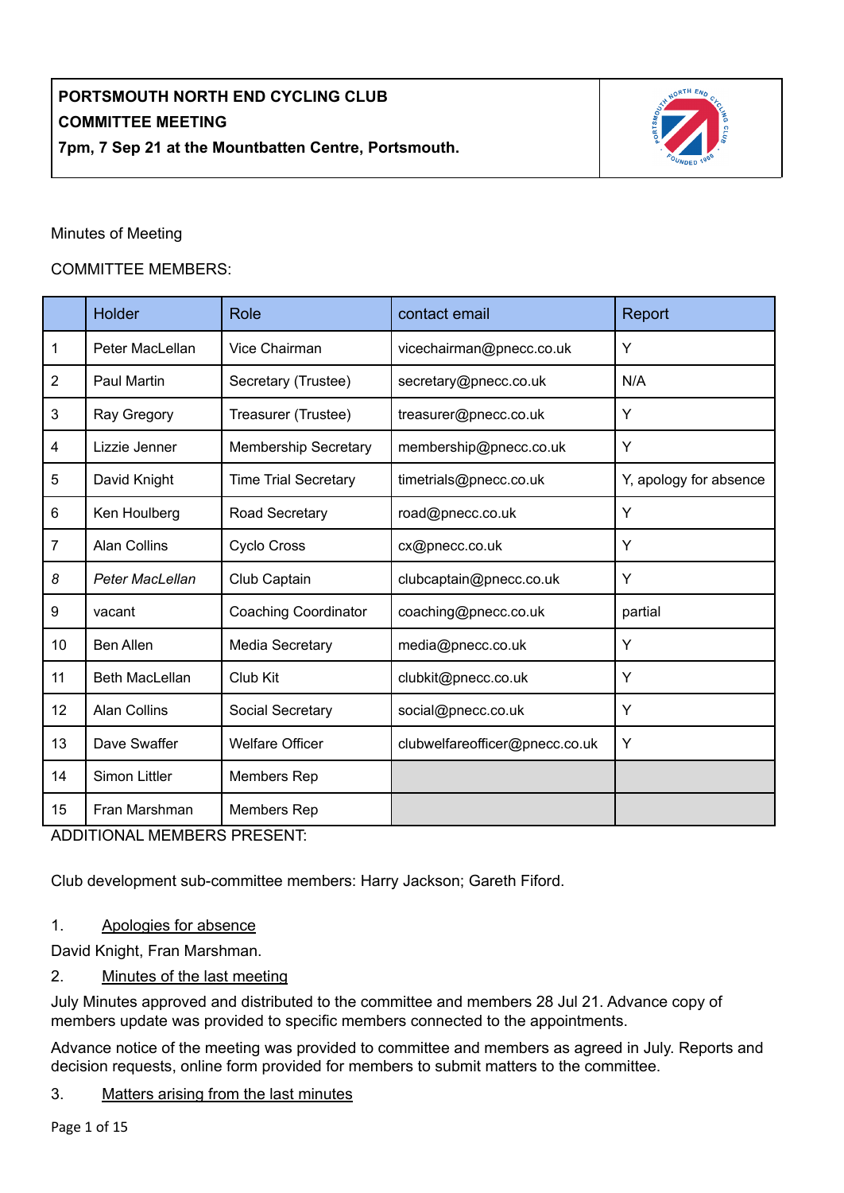**PORTSMOUTH NORTH END CYCLING CLUB**
**COMMITTEE MEETING**
**7pm, 7 Sep 21 at the Mountbatten Centre, Portsmouth.**

Minutes of Meeting

COMMITTEE MEMBERS:

| | Holder | Role | contact email | Report |
|---|---|---|---|---|
| 1 | Peter MacLellan | Vice Chairman | vicechairman@pnecc.co.uk | Y |
| 2 | Paul Martin | Secretary (Trustee) | secretary@pnecc.co.uk | N/A |
| 3 | Ray Gregory | Treasurer (Trustee) | treasurer@pnecc.co.uk | Y |
| 4 | Lizzie Jenner | Membership Secretary | membership@pnecc.co.uk | Y |
| 5 | David Knight | Time Trial Secretary | timetrials@pnecc.co.uk | Y, apology for absence |
| 6 | Ken Houlberg | Road Secretary | road@pnecc.co.uk | Y |
| 7 | Alan Collins | Cyclo Cross | cx@pnecc.co.uk | Y |
| *8* | *Peter MacLellan* | Club Captain | clubcaptain@pnecc.co.uk | Y |
| 9 | vacant | Coaching Coordinator | coaching@pnecc.co.uk | partial |
| 10 | Ben Allen | Media Secretary | media@pnecc.co.uk | Y |
| 11 | Beth MacLellan | Club Kit | clubkit@pnecc.co.uk | Y |
| 12 | Alan Collins | Social Secretary | social@pnecc.co.uk | Y |
| 13 | Dave Swaffer | Welfare Officer | clubwelfareofficer@pnecc.co.uk | Y |
| 14 | Simon Littler | Members Rep | | |
| 15 | Fran Marshman | Members Rep | | |

ADDITIONAL MEMBERS PRESENT:

Club development sub-committee members: Harry Jackson; Gareth Fiford.

1. Apologies for absence

David Knight, Fran Marshman.

2. Minutes of the last meeting

July Minutes approved and distributed to the committee and members 28 Jul 21. Advance copy of members update was provided to specific members connected to the appointments.

Advance notice of the meeting was provided to committee and members as agreed in July. Reports and decision requests, online form provided for members to submit matters to the committee.

3. Matters arising from the last minutes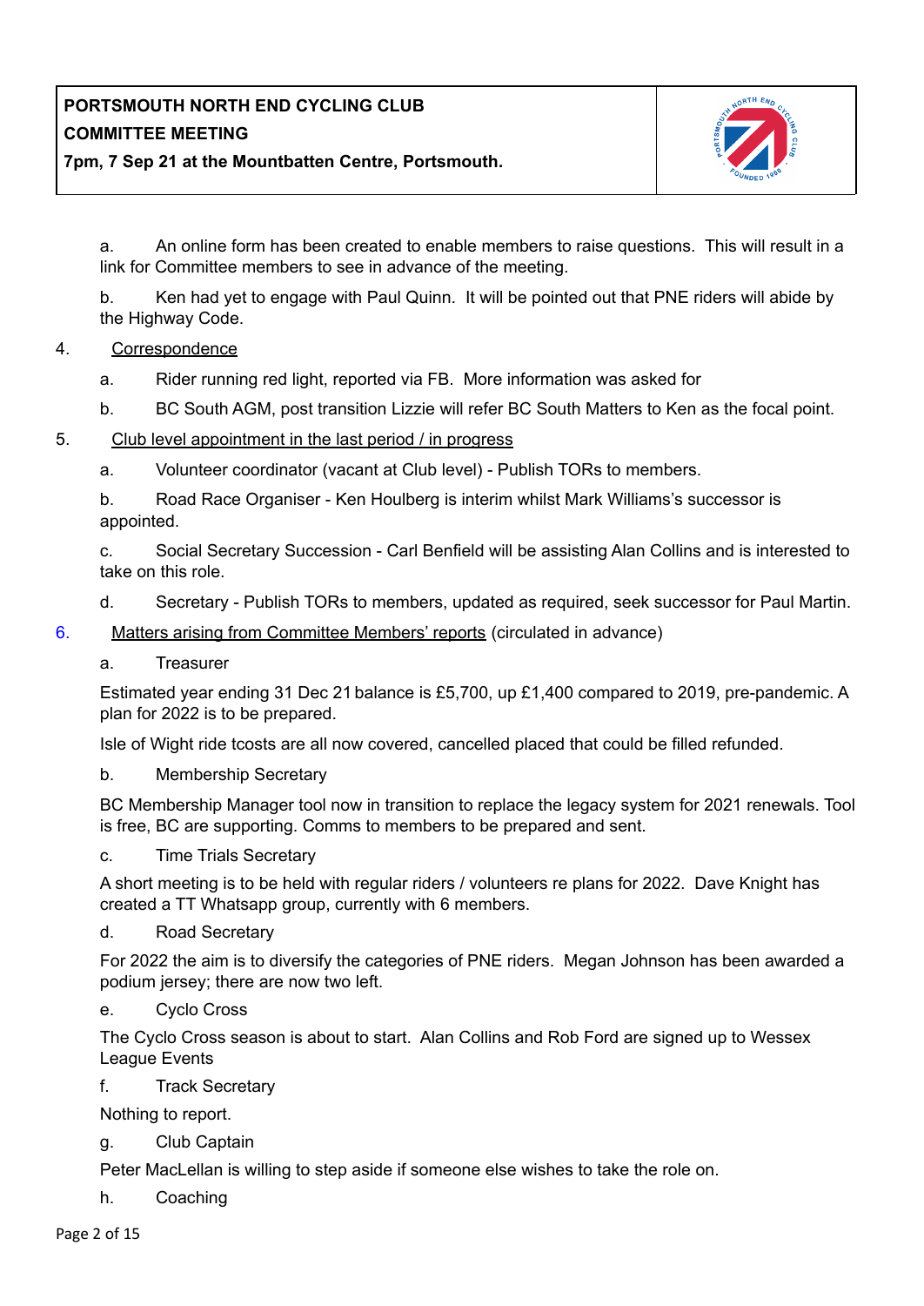**PORTSMOUTH NORTH END CYCLING CLUB**
**COMMITTEE MEETING**
**7pm, 7 Sep 21 at the Mountbatten Centre, Portsmouth.**

a. An online form has been created to enable members to raise questions. This will result in a link for Committee members to see in advance of the meeting.

b. Ken had yet to engage with Paul Quinn. It will be pointed out that PNE riders will abide by the Highway Code.

4. Correspondence

a. Rider running red light, reported via FB. More information was asked for

b. BC South AGM, post transition Lizzie will refer BC South Matters to Ken as the focal point.

5. Club level appointment in the last period / in progress

a. Volunteer coordinator (vacant at Club level) - Publish TORs to members.

b. Road Race Organiser - Ken Houlberg is interim whilst Mark Williams's successor is appointed.

c. Social Secretary Succession - Carl Benfield will be assisting Alan Collins and is interested to take on this role.

d. Secretary - Publish TORs to members, updated as required, seek successor for Paul Martin.

6. Matters arising from Committee Members' reports (circulated in advance)

a. Treasurer

Estimated year ending 31 Dec 21 balance is £5,700, up £1,400 compared to 2019, pre-pandemic. A plan for 2022 is to be prepared.

Isle of Wight ride tcosts are all now covered, cancelled placed that could be filled refunded.

b. Membership Secretary

BC Membership Manager tool now in transition to replace the legacy system for 2021 renewals. Tool is free, BC are supporting. Comms to members to be prepared and sent.

c. Time Trials Secretary

A short meeting is to be held with regular riders / volunteers re plans for 2022. Dave Knight has created a TT Whatsapp group, currently with 6 members.

d. Road Secretary

For 2022 the aim is to diversify the categories of PNE riders. Megan Johnson has been awarded a podium jersey; there are now two left.

e. Cyclo Cross

The Cyclo Cross season is about to start. Alan Collins and Rob Ford are signed up to Wessex League Events

f. Track Secretary

Nothing to report.

g. Club Captain

Peter MacLellan is willing to step aside if someone else wishes to take the role on.

h. Coaching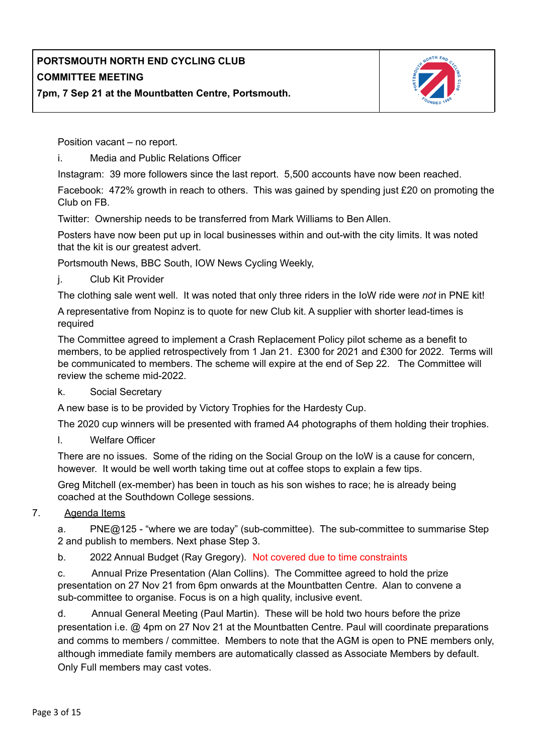Position vacant – no report.

i. Media and Public Relations Officer

Instagram: 39 more followers since the last report. 5,500 accounts have now been reached.

Facebook: 472% growth in reach to others. This was gained by spending just £20 on promoting the Club on FB.

Twitter: Ownership needs to be transferred from Mark Williams to Ben Allen.

Posters have now been put up in local businesses within and out-with the city limits. It was noted that the kit is our greatest advert.

Portsmouth News, BBC South, IOW News Cycling Weekly,

j. Club Kit Provider

The clothing sale went well. It was noted that only three riders in the IoW ride were *not* in PNE kit!

A representative from Nopinz is to quote for new Club kit. A supplier with shorter lead-times is required

The Committee agreed to implement a Crash Replacement Policy pilot scheme as a benefit to members, to be applied retrospectively from 1 Jan 21. £300 for 2021 and £300 for 2022. Terms will be communicated to members. The scheme will expire at the end of Sep 22. The Committee will review the scheme mid-2022.

k. Social Secretary

A new base is to be provided by Victory Trophies for the Hardesty Cup.

The 2020 cup winners will be presented with framed A4 photographs of them holding their trophies.

l. Welfare Officer

There are no issues. Some of the riding on the Social Group on the IoW is a cause for concern, however. It would be well worth taking time out at coffee stops to explain a few tips.

Greg Mitchell (ex-member) has been in touch as his son wishes to race; he is already being coached at the Southdown College sessions.

7. Agenda Items

a. PNE@125 - "where we are today" (sub-committee). The sub-committee to summarise Step 2 and publish to members. Next phase Step 3.

b. 2022 Annual Budget (Ray Gregory). Not covered due to time constraints

c. Annual Prize Presentation (Alan Collins). The Committee agreed to hold the prize presentation on 27 Nov 21 from 6pm onwards at the Mountbatten Centre. Alan to convene a sub-committee to organise. Focus is on a high quality, inclusive event.

d. Annual General Meeting (Paul Martin). These will be hold two hours before the prize presentation i.e. @ 4pm on 27 Nov 21 at the Mountbatten Centre. Paul will coordinate preparations and comms to members / committee. Members to note that the AGM is open to PNE members only, although immediate family members are automatically classed as Associate Members by default. Only Full members may cast votes.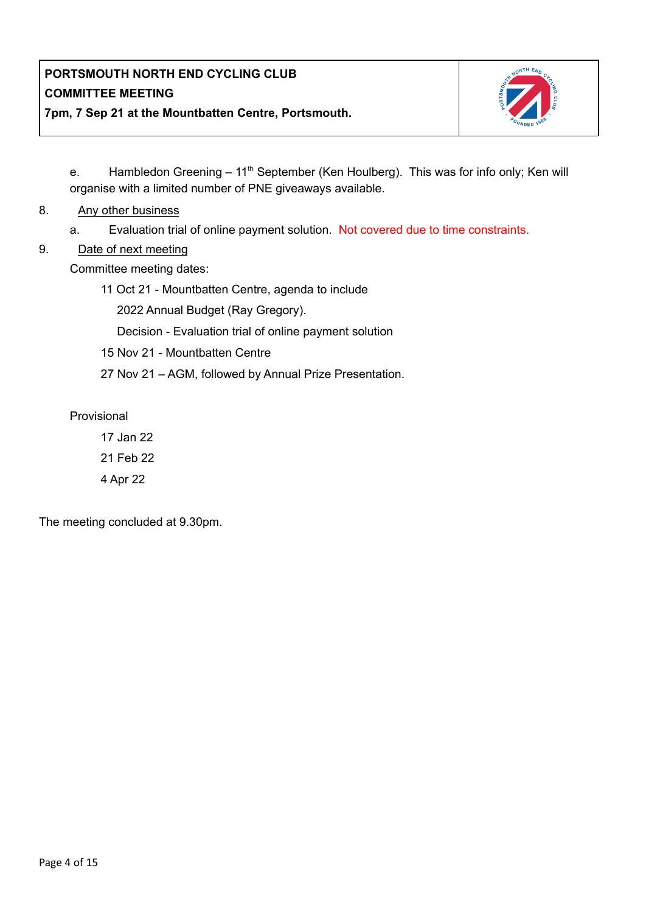**PORTSMOUTH NORTH END CYCLING CLUB**
**COMMITTEE MEETING**
**7pm, 7 Sep 21 at the Mountbatten Centre, Portsmouth.**

e. Hambledon Greening – 11th September (Ken Houlberg). This was for info only; Ken will organise with a limited number of PNE giveaways available.

8. Any other business

a. Evaluation trial of online payment solution. Not covered due to time constraints.

9. Date of next meeting

Committee meeting dates:

11 Oct 21 - Mountbatten Centre, agenda to include

2022 Annual Budget (Ray Gregory).

Decision - Evaluation trial of online payment solution

15 Nov 21 - Mountbatten Centre

27 Nov 21 – AGM, followed by Annual Prize Presentation.

Provisional

17 Jan 22

21 Feb 22

4 Apr 22

The meeting concluded at 9.30pm.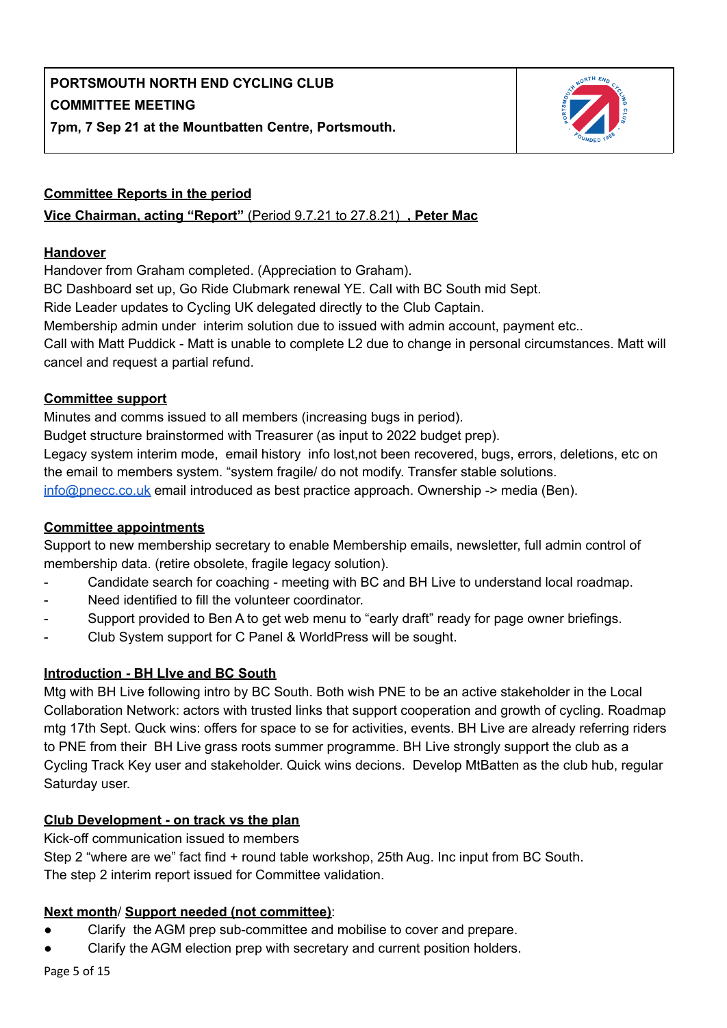| PORTSMOUTH NORTH END CYCLING CLUB<br>COMMITTEE MEETING<br>7pm, 7 Sep 21 at the Mountbatten Centre, Portsmouth. | |
| --- | --- |

**Committee Reports in the period**

**Vice Chairman, acting "Report"** (Period 9.7.21 to 27.8.21) **, Peter Mac**

**Handover**

Handover from Graham completed. (Appreciation to Graham).
BC Dashboard set up, Go Ride Clubmark renewal YE. Call with BC South mid Sept.
Ride Leader updates to Cycling UK delegated directly to the Club Captain.
Membership admin under interim solution due to issued with admin account, payment etc..
Call with Matt Puddick - Matt is unable to complete L2 due to change in personal circumstances. Matt will cancel and request a partial refund.

**Committee support**

Minutes and comms issued to all members (increasing bugs in period).
Budget structure brainstormed with Treasurer (as input to 2022 budget prep).
Legacy system interim mode, email history info lost,not been recovered, bugs, errors, deletions, etc on the email to members system. "system fragile/ do not modify. Transfer stable solutions.
info@pnecc.co.uk email introduced as best practice approach. Ownership -> media (Ben).

**Committee appointments**

Support to new membership secretary to enable Membership emails, newsletter, full admin control of membership data. (retire obsolete, fragile legacy solution).

- Candidate search for coaching - meeting with BC and BH Live to understand local roadmap.
- Need identified to fill the volunteer coordinator.
- Support provided to Ben A to get web menu to "early draft" ready for page owner briefings.
- Club System support for C Panel & WorldPress will be sought.

**Introduction - BH LIve and BC South**

Mtg with BH Live following intro by BC South. Both wish PNE to be an active stakeholder in the Local Collaboration Network: actors with trusted links that support cooperation and growth of cycling. Roadmap mtg 17th Sept. Quck wins: offers for space to se for activities, events. BH Live are already referring riders to PNE from their BH Live grass roots summer programme. BH Live strongly support the club as a Cycling Track Key user and stakeholder. Quick wins decions. Develop MtBatten as the club hub, regular Saturday user.

**Club Development - on track vs the plan**

Kick-off communication issued to members
Step 2 "where are we" fact find + round table workshop, 25th Aug. Inc input from BC South.
The step 2 interim report issued for Committee validation.

**Next month**/ **Support needed (not committee)**:

- Clarify the AGM prep sub-committee and mobilise to cover and prepare.
- Clarify the AGM election prep with secretary and current position holders.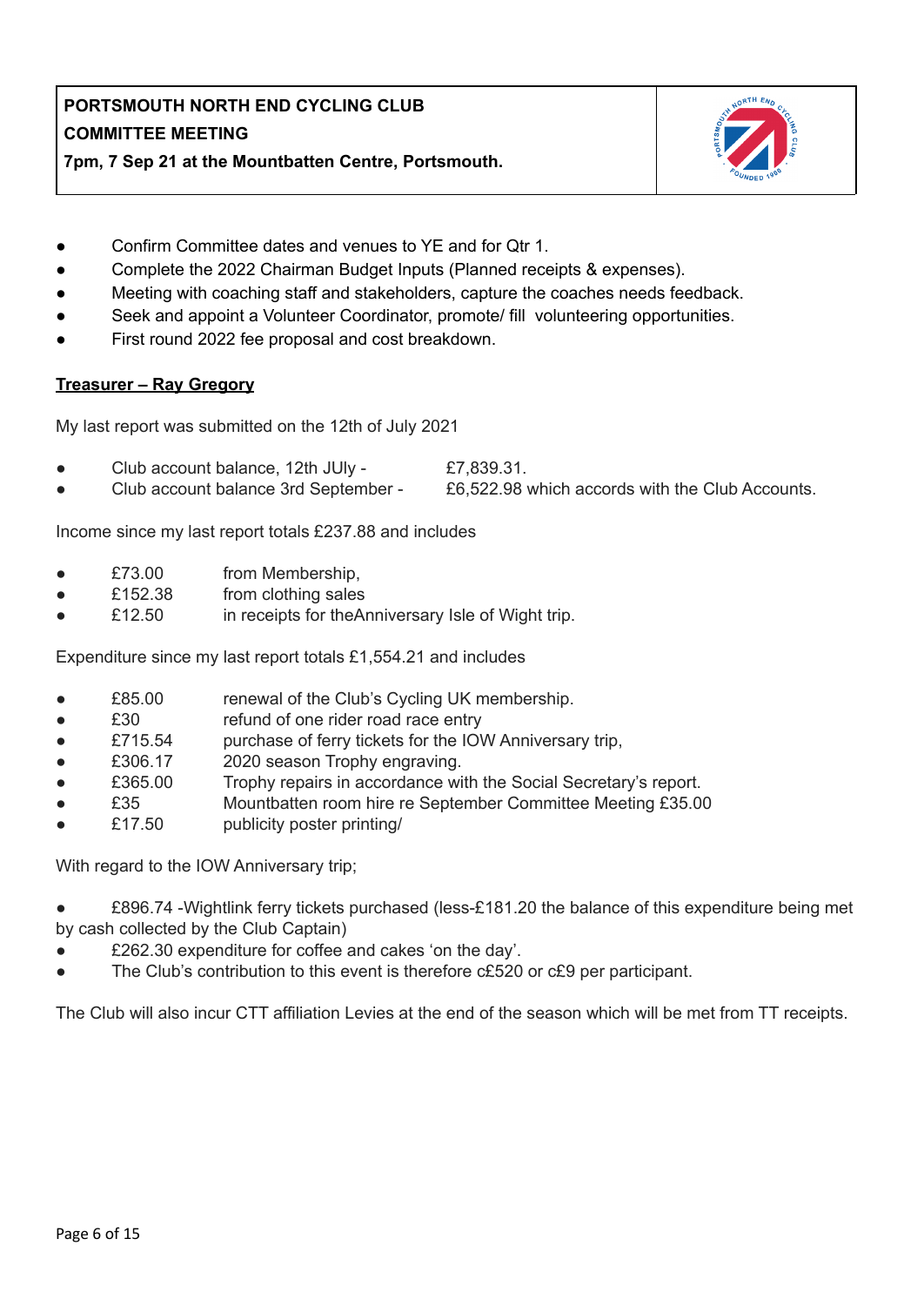**PORTSMOUTH NORTH END CYCLING CLUB**
**COMMITTEE MEETING**
**7pm, 7 Sep 21 at the Mountbatten Centre, Portsmouth.**

- Confirm Committee dates and venues to YE and for Qtr 1.
- Complete the 2022 Chairman Budget Inputs (Planned receipts & expenses).
- Meeting with coaching staff and stakeholders, capture the coaches needs feedback.
- Seek and appoint a Volunteer Coordinator, promote/ fill volunteering opportunities.
- First round 2022 fee proposal and cost breakdown.

**Treasurer – Ray Gregory**

My last report was submitted on the 12th of July 2021

- Club account balance, 12th JUly - £7,839.31.
- Club account balance 3rd September - £6,522.98 which accords with the Club Accounts.

Income since my last report totals £237.88 and includes

- £73.00 from Membership,
- £152.38 from clothing sales
- £12.50 in receipts for theAnniversary Isle of Wight trip.

Expenditure since my last report totals £1,554.21 and includes

- £85.00 renewal of the Club's Cycling UK membership.
- £30 refund of one rider road race entry
- £715.54 purchase of ferry tickets for the IOW Anniversary trip,
- £306.17 2020 season Trophy engraving.
- £365.00 Trophy repairs in accordance with the Social Secretary's report.
- £35 Mountbatten room hire re September Committee Meeting £35.00
- £17.50 publicity poster printing/

With regard to the IOW Anniversary trip;

- £896.74 -Wightlink ferry tickets purchased (less-£181.20 the balance of this expenditure being met by cash collected by the Club Captain)
- £262.30 expenditure for coffee and cakes 'on the day'.
- The Club's contribution to this event is therefore c£520 or c£9 per participant.

The Club will also incur CTT affiliation Levies at the end of the season which will be met from TT receipts.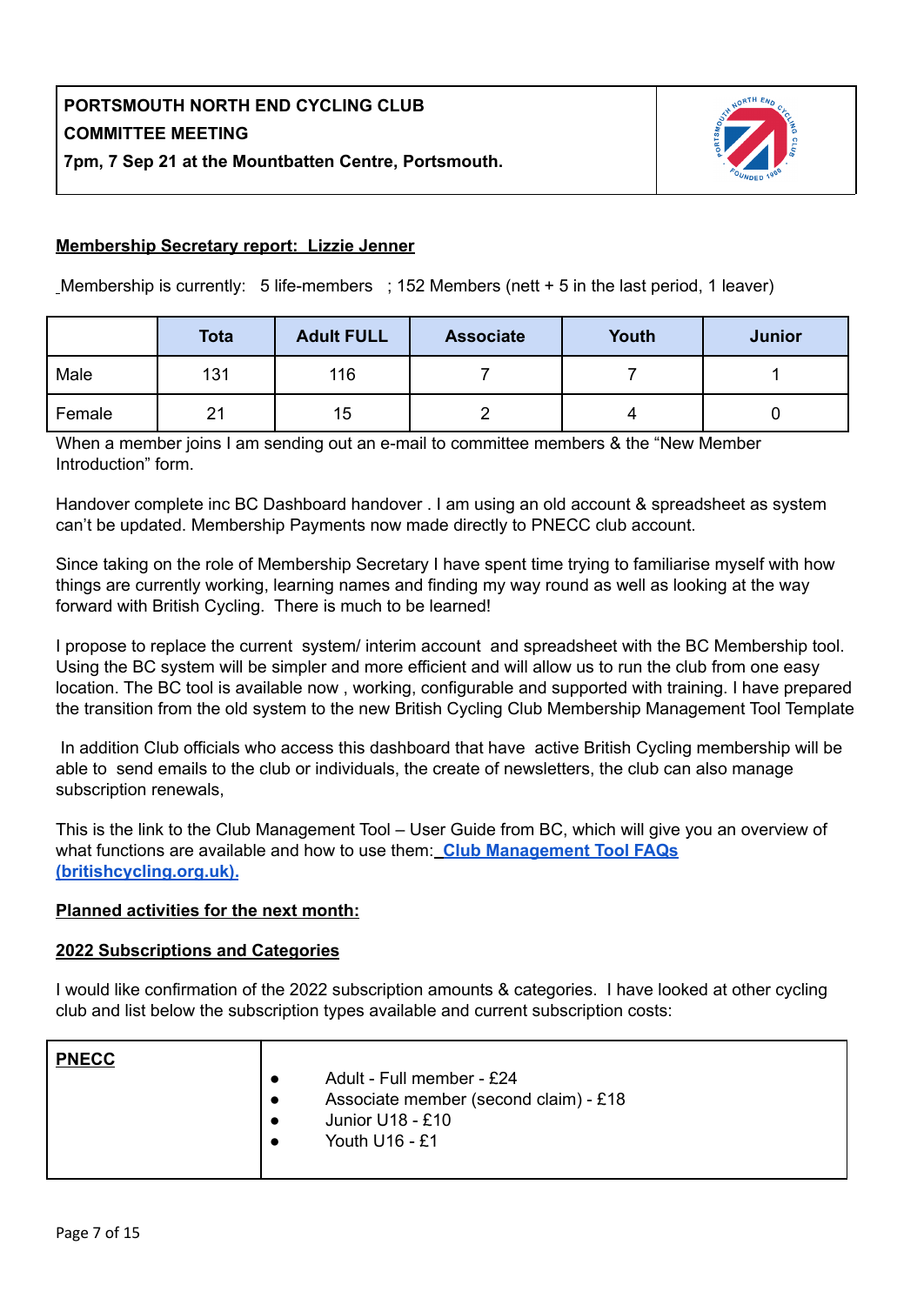**PORTSMOUTH NORTH END CYCLING CLUB**
**COMMITTEE MEETING**
**7pm, 7 Sep 21 at the Mountbatten Centre, Portsmouth.**

**Membership Secretary report: Lizzie Jenner**

Membership is currently: 5 life-members ; 152 Members (nett + 5 in the last period, 1 leaver)

| | Tota | Adult FULL | Associate | Youth | Junior |
|---|---|---|---|---|---|
| Male | 131 | 116 | 7 | 7 | 1 |
| Female | 21 | 15 | 2 | 4 | 0 |

When a member joins I am sending out an e-mail to committee members & the "New Member Introduction" form.

Handover complete inc BC Dashboard handover . I am using an old account & spreadsheet as system can't be updated. Membership Payments now made directly to PNECC club account.

Since taking on the role of Membership Secretary I have spent time trying to familiarise myself with how things are currently working, learning names and finding my way round as well as looking at the way forward with British Cycling. There is much to be learned!

I propose to replace the current system/ interim account and spreadsheet with the BC Membership tool. Using the BC system will be simpler and more efficient and will allow us to run the club from one easy location. The BC tool is available now , working, configurable and supported with training. I have prepared the transition from the old system to the new British Cycling Club Membership Management Tool Template

In addition Club officials who access this dashboard that have active British Cycling membership will be able to send emails to the club or individuals, the create of newsletters, the club can also manage subscription renewals,

This is the link to the Club Management Tool – User Guide from BC, which will give you an overview of what functions are available and how to use them: **Club Management Tool FAQs (britishcycling.org.uk).**

**Planned activities for the next month:**

**2022 Subscriptions and Categories**

I would like confirmation of the 2022 subscription amounts & categories. I have looked at other cycling club and list below the subscription types available and current subscription costs:

| **PNECC** | <ul><li>Adult - Full member - £24</li><li>Associate member (second claim) - £18</li><li>Junior U18 - £10</li><li>Youth U16 - £1</li></ul> |
|---|---|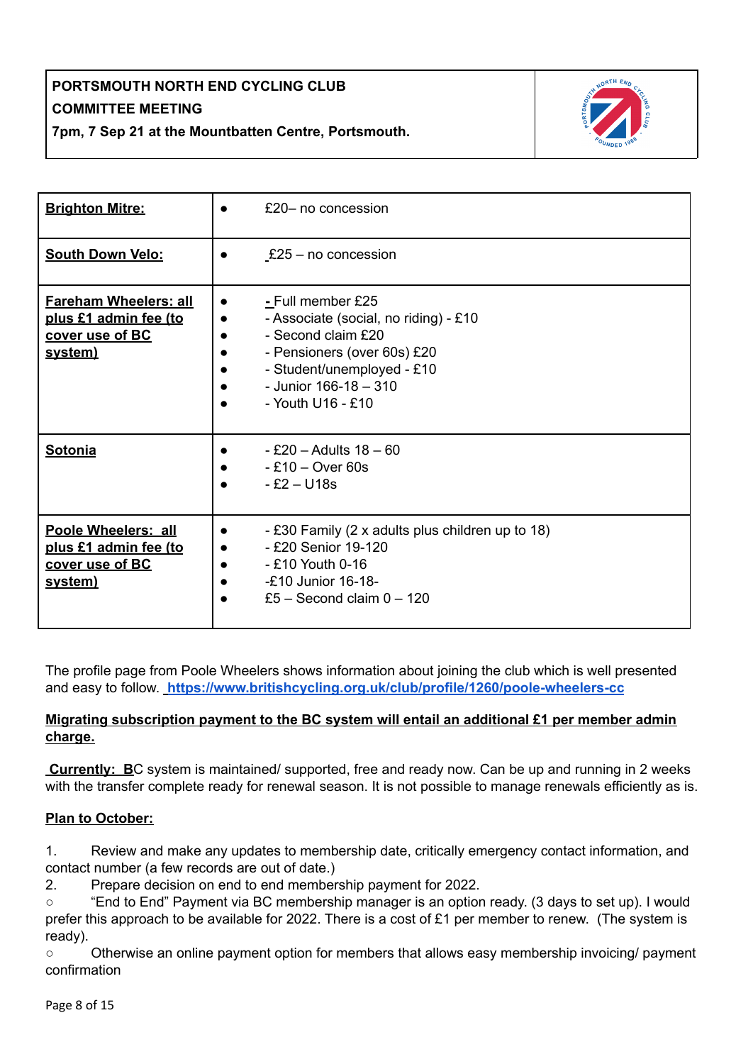**PORTSMOUTH NORTH END CYCLING CLUB**
**COMMITTEE MEETING**
**7pm, 7 Sep 21 at the Mountbatten Centre, Portsmouth.**

| | |
|---|---|
| **Brighton Mitre:** | • £20– no concession |
| **South Down Velo:** | • £25 – no concession |
| **Fareham Wheelers: all plus £1 admin fee (to cover use of BC system)** | • - Full member £25<br>• - Associate (social, no riding) - £10<br>• - Second claim £20<br>• - Pensioners (over 60s) £20<br>• - Student/unemployed - £10<br>• - Junior 166-18 – 310<br>• - Youth U16 - £10 |
| **Sotonia** | • - £20 – Adults 18 – 60<br>• - £10 – Over 60s<br>• - £2 – U18s |
| **Poole Wheelers: all plus £1 admin fee (to cover use of BC system)** | • - £30 Family (2 x adults plus children up to 18)<br>• - £20 Senior 19-120<br>• - £10 Youth 0-16<br>• -£10 Junior 16-18-<br>• £5 – Second claim 0 – 120 |

The profile page from Poole Wheelers shows information about joining the club which is well presented and easy to follow. https://www.britishcycling.org.uk/club/profile/1260/poole-wheelers-cc

**Migrating subscription payment to the BC system will entail an additional £1 per member admin charge.**

**Currently: B**C system is maintained/ supported, free and ready now. Can be up and running in 2 weeks with the transfer complete ready for renewal season. It is not possible to manage renewals efficiently as is.

**Plan to October:**

1. Review and make any updates to membership date, critically emergency contact information, and contact number (a few records are out of date.)
2. Prepare decision on end to end membership payment for 2022.
   - "End to End" Payment via BC membership manager is an option ready. (3 days to set up). I would prefer this approach to be available for 2022. There is a cost of £1 per member to renew. (The system is ready).
   - Otherwise an online payment option for members that allows easy membership invoicing/ payment confirmation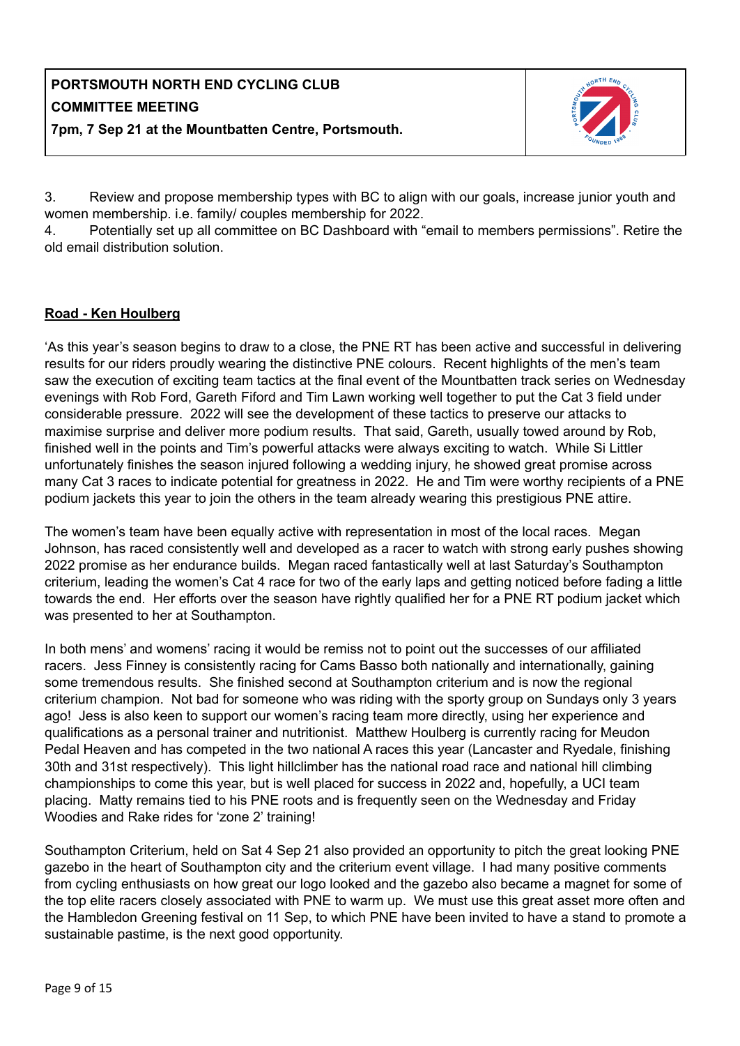3. Review and propose membership types with BC to align with our goals, increase junior youth and women membership. i.e. family/ couples membership for 2022.
4. Potentially set up all committee on BC Dashboard with "email to members permissions". Retire the old email distribution solution.

## Road - Ken Houlberg

'As this year's season begins to draw to a close, the PNE RT has been active and successful in delivering results for our riders proudly wearing the distinctive PNE colours. Recent highlights of the men's team saw the execution of exciting team tactics at the final event of the Mountbatten track series on Wednesday evenings with Rob Ford, Gareth Fiford and Tim Lawn working well together to put the Cat 3 field under considerable pressure. 2022 will see the development of these tactics to preserve our attacks to maximise surprise and deliver more podium results. That said, Gareth, usually towed around by Rob, finished well in the points and Tim's powerful attacks were always exciting to watch. While Si Littler unfortunately finishes the season injured following a wedding injury, he showed great promise across many Cat 3 races to indicate potential for greatness in 2022. He and Tim were worthy recipients of a PNE podium jackets this year to join the others in the team already wearing this prestigious PNE attire.

The women's team have been equally active with representation in most of the local races. Megan Johnson, has raced consistently well and developed as a racer to watch with strong early pushes showing 2022 promise as her endurance builds. Megan raced fantastically well at last Saturday's Southampton criterium, leading the women's Cat 4 race for two of the early laps and getting noticed before fading a little towards the end. Her efforts over the season have rightly qualified her for a PNE RT podium jacket which was presented to her at Southampton.

In both mens' and womens' racing it would be remiss not to point out the successes of our affiliated racers. Jess Finney is consistently racing for Cams Basso both nationally and internationally, gaining some tremendous results. She finished second at Southampton criterium and is now the regional criterium champion. Not bad for someone who was riding with the sporty group on Sundays only 3 years ago! Jess is also keen to support our women's racing team more directly, using her experience and qualifications as a personal trainer and nutritionist. Matthew Houlberg is currently racing for Meudon Pedal Heaven and has competed in the two national A races this year (Lancaster and Ryedale, finishing 30th and 31st respectively). This light hillclimber has the national road race and national hill climbing championships to come this year, but is well placed for success in 2022 and, hopefully, a UCI team placing. Matty remains tied to his PNE roots and is frequently seen on the Wednesday and Friday Woodies and Rake rides for 'zone 2' training!

Southampton Criterium, held on Sat 4 Sep 21 also provided an opportunity to pitch the great looking PNE gazebo in the heart of Southampton city and the criterium event village. I had many positive comments from cycling enthusiasts on how great our logo looked and the gazebo also became a magnet for some of the top elite racers closely associated with PNE to warm up. We must use this great asset more often and the Hambledon Greening festival on 11 Sep, to which PNE have been invited to have a stand to promote a sustainable pastime, is the next good opportunity.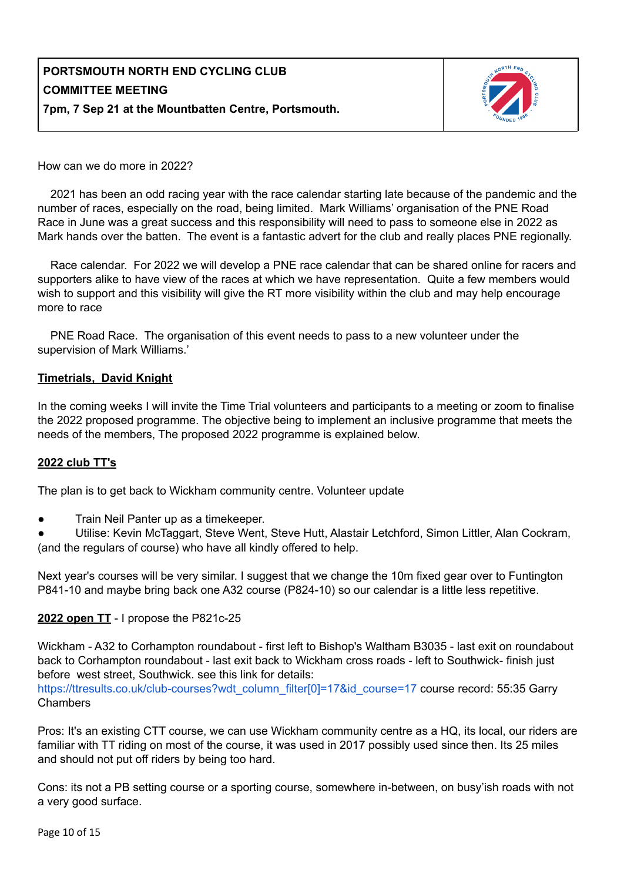| | |
|---|---|
| **PORTSMOUTH NORTH END CYCLING CLUB**<br>**COMMITTEE MEETING**<br>**7pm, 7 Sep 21 at the Mountbatten Centre, Portsmouth.** | |

How can we do more in 2022?

2021 has been an odd racing year with the race calendar starting late because of the pandemic and the number of races, especially on the road, being limited. Mark Williams' organisation of the PNE Road Race in June was a great success and this responsibility will need to pass to someone else in 2022 as Mark hands over the batten. The event is a fantastic advert for the club and really places PNE regionally.

Race calendar. For 2022 we will develop a PNE race calendar that can be shared online for racers and supporters alike to have view of the races at which we have representation. Quite a few members would wish to support and this visibility will give the RT more visibility within the club and may help encourage more to race

PNE Road Race. The organisation of this event needs to pass to a new volunteer under the supervision of Mark Williams.'

**Timetrials, David Knight**

In the coming weeks I will invite the Time Trial volunteers and participants to a meeting or zoom to finalise the 2022 proposed programme. The objective being to implement an inclusive programme that meets the needs of the members, The proposed 2022 programme is explained below.

**2022 club TT's**

The plan is to get back to Wickham community centre. Volunteer update

- Train Neil Panter up as a timekeeper.
- Utilise: Kevin McTaggart, Steve Went, Steve Hutt, Alastair Letchford, Simon Littler, Alan Cockram, (and the regulars of course) who have all kindly offered to help.

Next year's courses will be very similar. I suggest that we change the 10m fixed gear over to Funtington P841-10 and maybe bring back one A32 course (P824-10) so our calendar is a little less repetitive.

**2022 open TT** - I propose the P821c-25

Wickham - A32 to Corhampton roundabout - first left to Bishop's Waltham B3035 - last exit on roundabout back to Corhampton roundabout - last exit back to Wickham cross roads - left to Southwick- finish just before west street, Southwick. see this link for details:
https://ttresults.co.uk/club-courses?wdt_column_filter[0]=17&id_course=17 course record: 55:35 Garry Chambers

Pros: It's an existing CTT course, we can use Wickham community centre as a HQ, its local, our riders are familiar with TT riding on most of the course, it was used in 2017 possibly used since then. Its 25 miles and should not put off riders by being too hard.

Cons: its not a PB setting course or a sporting course, somewhere in-between, on busy'ish roads with not a very good surface.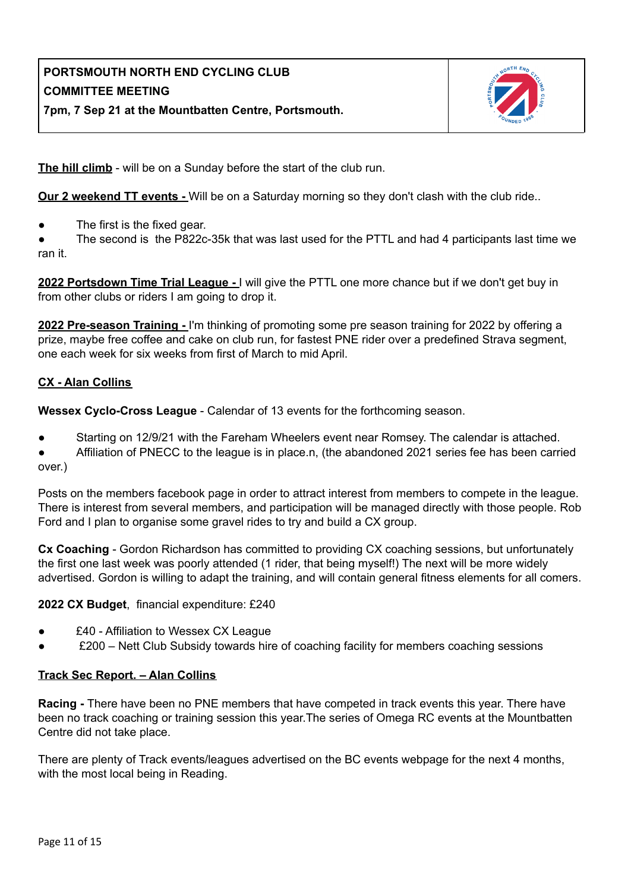| | |
|---|---|
| **PORTSMOUTH NORTH END CYCLING CLUB**<br>**COMMITTEE MEETING**<br>**7pm, 7 Sep 21 at the Mountbatten Centre, Portsmouth.** | |

**The hill climb** - will be on a Sunday before the start of the club run.

**Our 2 weekend TT events -** Will be on a Saturday morning so they don't clash with the club ride..

- The first is the fixed gear.
- The second is the P822c-35k that was last used for the PTTL and had 4 participants last time we ran it.

**2022 Portsdown Time Trial League -** I will give the PTTL one more chance but if we don't get buy in from other clubs or riders I am going to drop it.

**2022 Pre-season Training -** I'm thinking of promoting some pre season training for 2022 by offering a prize, maybe free coffee and cake on club run, for fastest PNE rider over a predefined Strava segment, one each week for six weeks from first of March to mid April.

**CX - Alan Collins**

**Wessex Cyclo-Cross League** - Calendar of 13 events for the forthcoming season.

- Starting on 12/9/21 with the Fareham Wheelers event near Romsey. The calendar is attached.
- Affiliation of PNECC to the league is in place.n, (the abandoned 2021 series fee has been carried over.)

Posts on the members facebook page in order to attract interest from members to compete in the league. There is interest from several members, and participation will be managed directly with those people. Rob Ford and I plan to organise some gravel rides to try and build a CX group.

**Cx Coaching** - Gordon Richardson has committed to providing CX coaching sessions, but unfortunately the first one last week was poorly attended (1 rider, that being myself!) The next will be more widely advertised. Gordon is willing to adapt the training, and will contain general fitness elements for all comers.

**2022 CX Budget**, financial expenditure: £240

- £40 - Affiliation to Wessex CX League
- £200 – Nett Club Subsidy towards hire of coaching facility for members coaching sessions

**Track Sec Report. – Alan Collins**

**Racing -** There have been no PNE members that have competed in track events this year. There have been no track coaching or training session this year.The series of Omega RC events at the Mountbatten Centre did not take place.

There are plenty of Track events/leagues advertised on the BC events webpage for the next 4 months, with the most local being in Reading.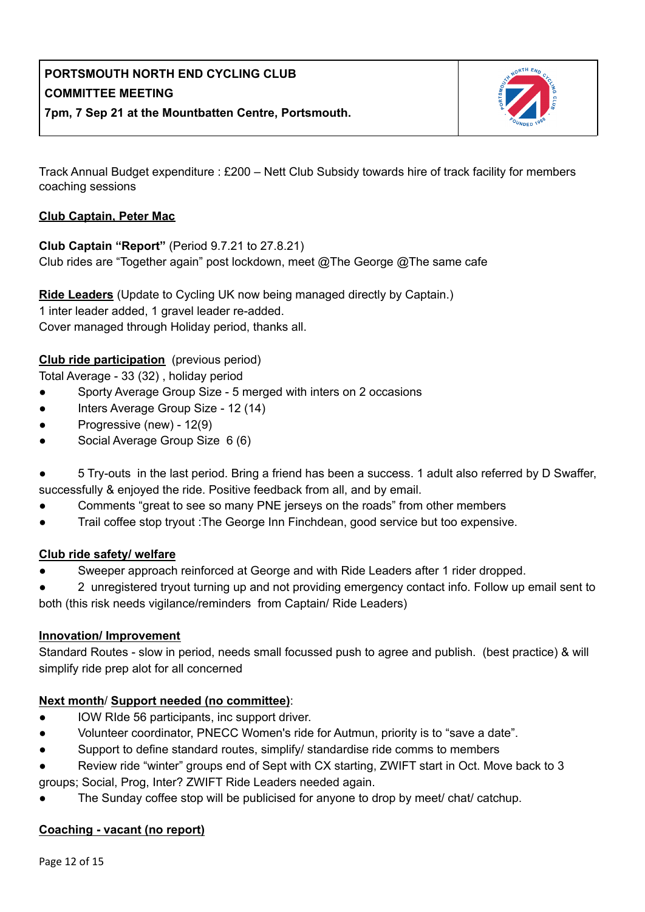| PORTSMOUTH NORTH END CYCLING CLUB<br>COMMITTEE MEETING<br>7pm, 7 Sep 21 at the Mountbatten Centre, Portsmouth. | |
|---|---|

Track Annual Budget expenditure : £200 – Nett Club Subsidy towards hire of track facility for members coaching sessions

**Club Captain, Peter Mac**

**Club Captain "Report"** (Period 9.7.21 to 27.8.21)
Club rides are "Together again" post lockdown, meet @The George @The same cafe

**Ride Leaders** (Update to Cycling UK now being managed directly by Captain.)
1 inter leader added, 1 gravel leader re-added.
Cover managed through Holiday period, thanks all.

**Club ride participation** (previous period)
Total Average - 33 (32) , holiday period

- Sporty Average Group Size - 5 merged with inters on 2 occasions
- Inters Average Group Size - 12 (14)
- Progressive (new) - 12(9)
- Social Average Group Size 6 (6)

- 5 Try-outs in the last period. Bring a friend has been a success. 1 adult also referred by D Swaffer, successfully & enjoyed the ride. Positive feedback from all, and by email.
- Comments "great to see so many PNE jerseys on the roads" from other members
- Trail coffee stop tryout :The George Inn Finchdean, good service but too expensive.

**Club ride safety/ welfare**

- Sweeper approach reinforced at George and with Ride Leaders after 1 rider dropped.
- 2 unregistered tryout turning up and not providing emergency contact info. Follow up email sent to both (this risk needs vigilance/reminders from Captain/ Ride Leaders)

**Innovation/ Improvement**
Standard Routes - slow in period, needs small focussed push to agree and publish. (best practice) & will simplify ride prep alot for all concerned

**Next month**/ **Support needed (no committee)**:

- IOW RIde 56 participants, inc support driver.
- Volunteer coordinator, PNECC Women's ride for Autmun, priority is to "save a date".
- Support to define standard routes, simplify/ standardise ride comms to members
- Review ride "winter" groups end of Sept with CX starting, ZWIFT start in Oct. Move back to 3 groups; Social, Prog, Inter? ZWIFT Ride Leaders needed again.
- The Sunday coffee stop will be publicised for anyone to drop by meet/ chat/ catchup.

**Coaching - vacant (no report)**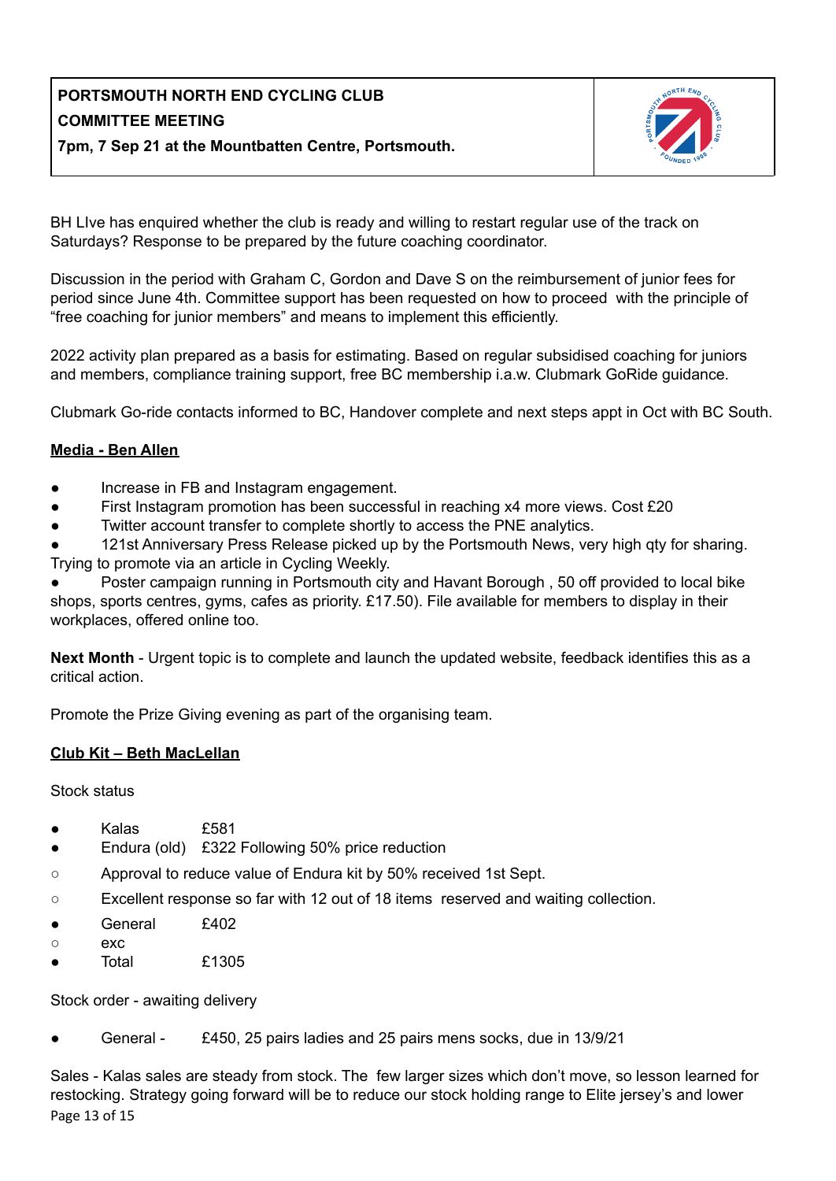**PORTSMOUTH NORTH END CYCLING CLUB**
**COMMITTEE MEETING**
**7pm, 7 Sep 21 at the Mountbatten Centre, Portsmouth.**

BH LIve has enquired whether the club is ready and willing to restart regular use of the track on Saturdays? Response to be prepared by the future coaching coordinator.

Discussion in the period with Graham C, Gordon and Dave S on the reimbursement of junior fees for period since June 4th. Committee support has been requested on how to proceed with the principle of "free coaching for junior members" and means to implement this efficiently.

2022 activity plan prepared as a basis for estimating. Based on regular subsidised coaching for juniors and members, compliance training support, free BC membership i.a.w. Clubmark GoRide guidance.

Clubmark Go-ride contacts informed to BC, Handover complete and next steps appt in Oct with BC South.

**Media - Ben Allen**

- Increase in FB and Instagram engagement.
- First Instagram promotion has been successful in reaching x4 more views. Cost £20
- Twitter account transfer to complete shortly to access the PNE analytics.
- 121st Anniversary Press Release picked up by the Portsmouth News, very high qty for sharing. Trying to promote via an article in Cycling Weekly.
- Poster campaign running in Portsmouth city and Havant Borough , 50 off provided to local bike shops, sports centres, gyms, cafes as priority. £17.50). File available for members to display in their workplaces, offered online too.

**Next Month** - Urgent topic is to complete and launch the updated website, feedback identifies this as a critical action.

Promote the Prize Giving evening as part of the organising team.

**Club Kit – Beth MacLellan**

Stock status

- Kalas £581
- Endura (old) £322 Following 50% price reduction
  - Approval to reduce value of Endura kit by 50% received 1st Sept.
  - Excellent response so far with 12 out of 18 items reserved and waiting collection.
- General £402
  - exc
- Total £1305

Stock order - awaiting delivery

- General - £450, 25 pairs ladies and 25 pairs mens socks, due in 13/9/21

Sales - Kalas sales are steady from stock. The few larger sizes which don't move, so lesson learned for restocking. Strategy going forward will be to reduce our stock holding range to Elite jersey's and lower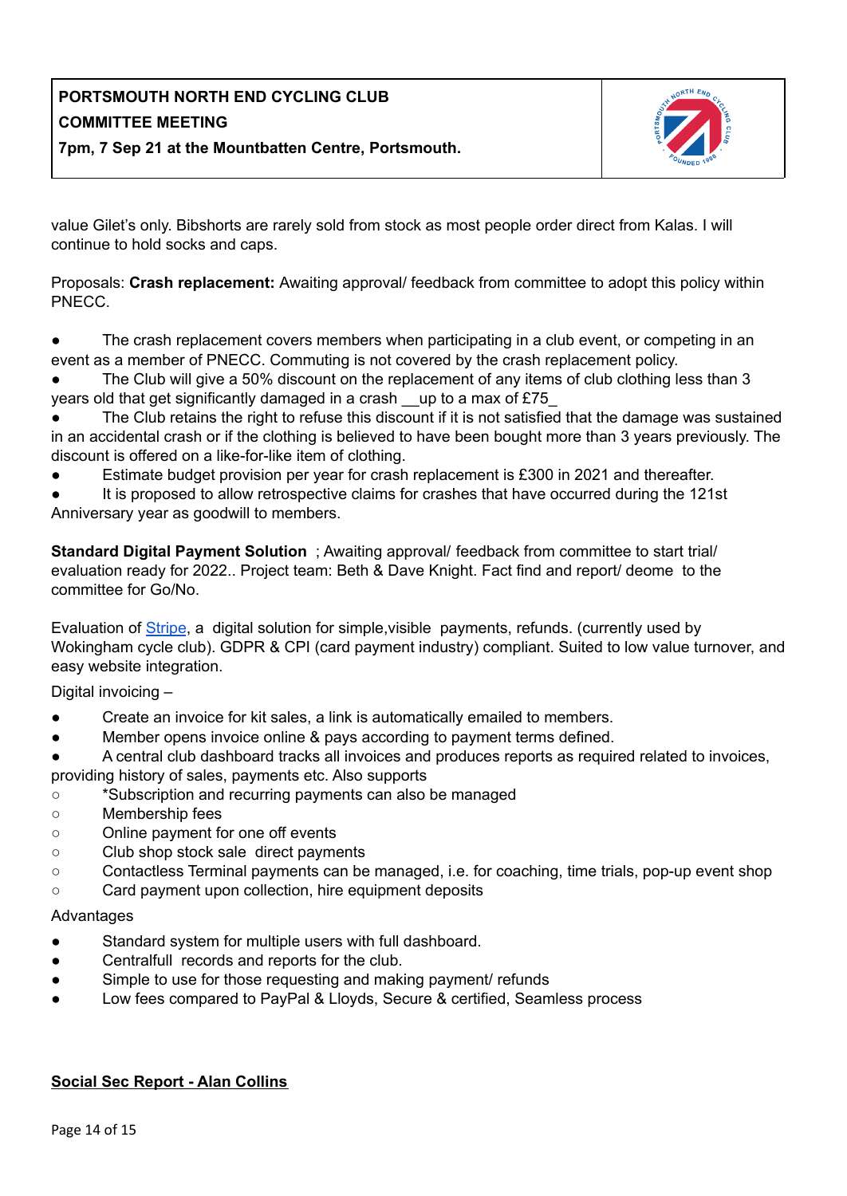value Gilet's only. Bibshorts are rarely sold from stock as most people order direct from Kalas. I will continue to hold socks and caps.

Proposals: **Crash replacement:** Awaiting approval/ feedback from committee to adopt this policy within PNECC.

- The crash replacement covers members when participating in a club event, or competing in an event as a member of PNECC. Commuting is not covered by the crash replacement policy.
- The Club will give a 50% discount on the replacement of any items of club clothing less than 3 years old that get significantly damaged in a crash __up to a max of £75_
- The Club retains the right to refuse this discount if it is not satisfied that the damage was sustained in an accidental crash or if the clothing is believed to have been bought more than 3 years previously. The discount is offered on a like-for-like item of clothing.
- Estimate budget provision per year for crash replacement is £300 in 2021 and thereafter.
- It is proposed to allow retrospective claims for crashes that have occurred during the 121st Anniversary year as goodwill to members.

**Standard Digital Payment Solution** ; Awaiting approval/ feedback from committee to start trial/ evaluation ready for 2022.. Project team: Beth & Dave Knight. Fact find and report/ deome to the committee for Go/No.

Evaluation of Stripe, a digital solution for simple,visible payments, refunds. (currently used by Wokingham cycle club). GDPR & CPI (card payment industry) compliant. Suited to low value turnover, and easy website integration.

Digital invoicing –

- Create an invoice for kit sales, a link is automatically emailed to members.
- Member opens invoice online & pays according to payment terms defined.
- A central club dashboard tracks all invoices and produces reports as required related to invoices, providing history of sales, payments etc. Also supports
  - *Subscription and recurring payments can also be managed
  - Membership fees
  - Online payment for one off events
  - Club shop stock sale direct payments
  - Contactless Terminal payments can be managed, i.e. for coaching, time trials, pop-up event shop
  - Card payment upon collection, hire equipment deposits

Advantages

- Standard system for multiple users with full dashboard.
- Centralfull records and reports for the club.
- Simple to use for those requesting and making payment/ refunds
- Low fees compared to PayPal & Lloyds, Secure & certified, Seamless process

## Social Sec Report - Alan Collins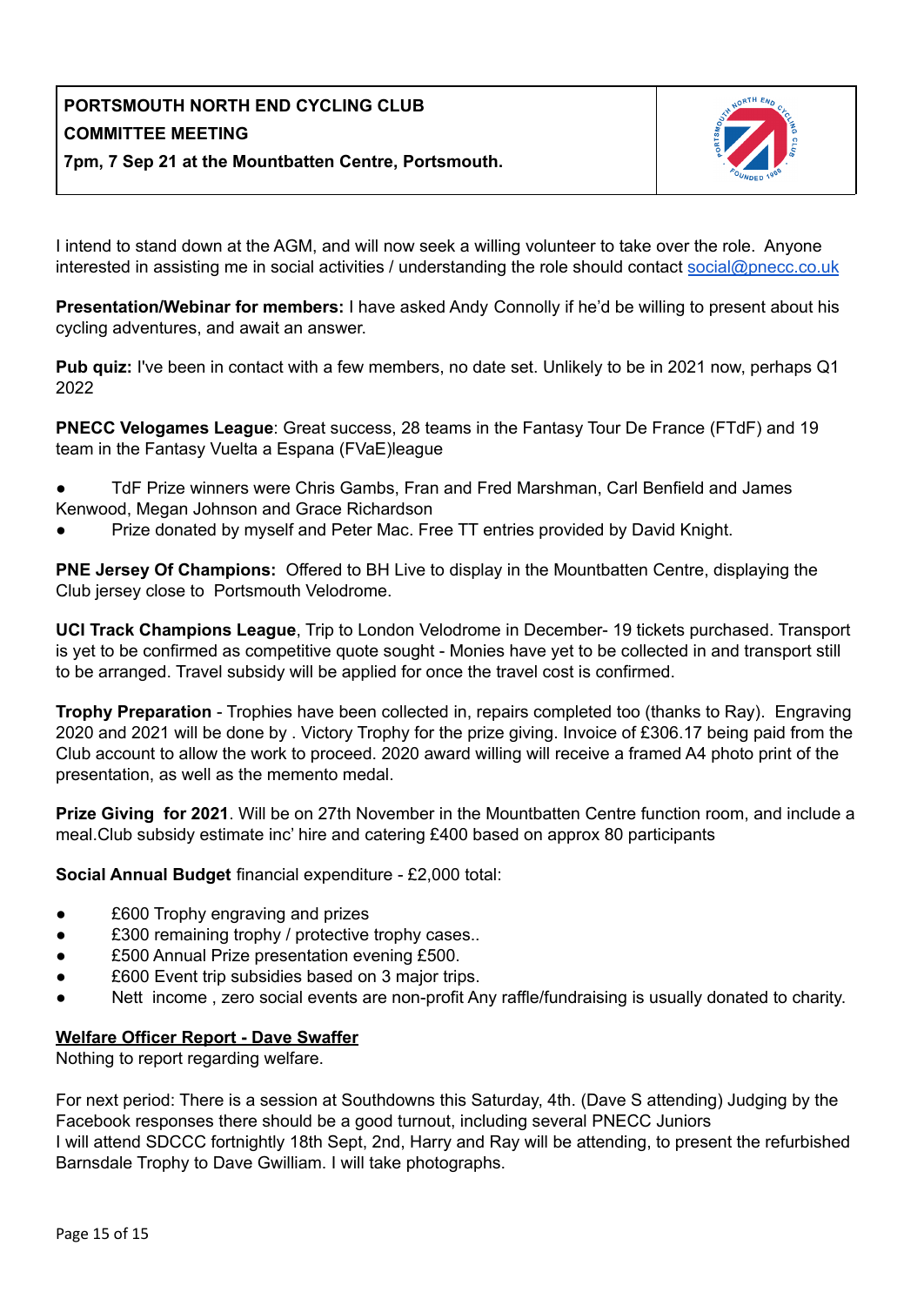| PORTSMOUTH NORTH END CYCLING CLUB<br>COMMITTEE MEETING<br>7pm, 7 Sep 21 at the Mountbatten Centre, Portsmouth. | |
|---|---|

I intend to stand down at the AGM, and will now seek a willing volunteer to take over the role. Anyone interested in assisting me in social activities / understanding the role should contact social@pnecc.co.uk

**Presentation/Webinar for members:** I have asked Andy Connolly if he'd be willing to present about his cycling adventures, and await an answer.

**Pub quiz:** I've been in contact with a few members, no date set. Unlikely to be in 2021 now, perhaps Q1 2022

**PNECC Velogames League**: Great success, 28 teams in the Fantasy Tour De France (FTdF) and 19 team in the Fantasy Vuelta a Espana (FVaE)league

- TdF Prize winners were Chris Gambs, Fran and Fred Marshman, Carl Benfield and James Kenwood, Megan Johnson and Grace Richardson
- Prize donated by myself and Peter Mac. Free TT entries provided by David Knight.

**PNE Jersey Of Champions:** Offered to BH Live to display in the Mountbatten Centre, displaying the Club jersey close to Portsmouth Velodrome.

**UCI Track Champions League**, Trip to London Velodrome in December- 19 tickets purchased. Transport is yet to be confirmed as competitive quote sought - Monies have yet to be collected in and transport still to be arranged. Travel subsidy will be applied for once the travel cost is confirmed.

**Trophy Preparation** - Trophies have been collected in, repairs completed too (thanks to Ray). Engraving 2020 and 2021 will be done by . Victory Trophy for the prize giving. Invoice of £306.17 being paid from the Club account to allow the work to proceed. 2020 award willing will receive a framed A4 photo print of the presentation, as well as the memento medal.

**Prize Giving for 2021**. Will be on 27th November in the Mountbatten Centre function room, and include a meal.Club subsidy estimate inc' hire and catering £400 based on approx 80 participants

**Social Annual Budget** financial expenditure - £2,000 total:

- £600 Trophy engraving and prizes
- £300 remaining trophy / protective trophy cases..
- £500 Annual Prize presentation evening £500.
- £600 Event trip subsidies based on 3 major trips.
- Nett income , zero social events are non-profit Any raffle/fundraising is usually donated to charity.

**Welfare Officer Report - Dave Swaffer**

Nothing to report regarding welfare.

For next period: There is a session at Southdowns this Saturday, 4th. (Dave S attending) Judging by the Facebook responses there should be a good turnout, including several PNECC Juniors
I will attend SDCCC fortnightly 18th Sept, 2nd, Harry and Ray will be attending, to present the refurbished Barnsdale Trophy to Dave Gwilliam. I will take photographs.